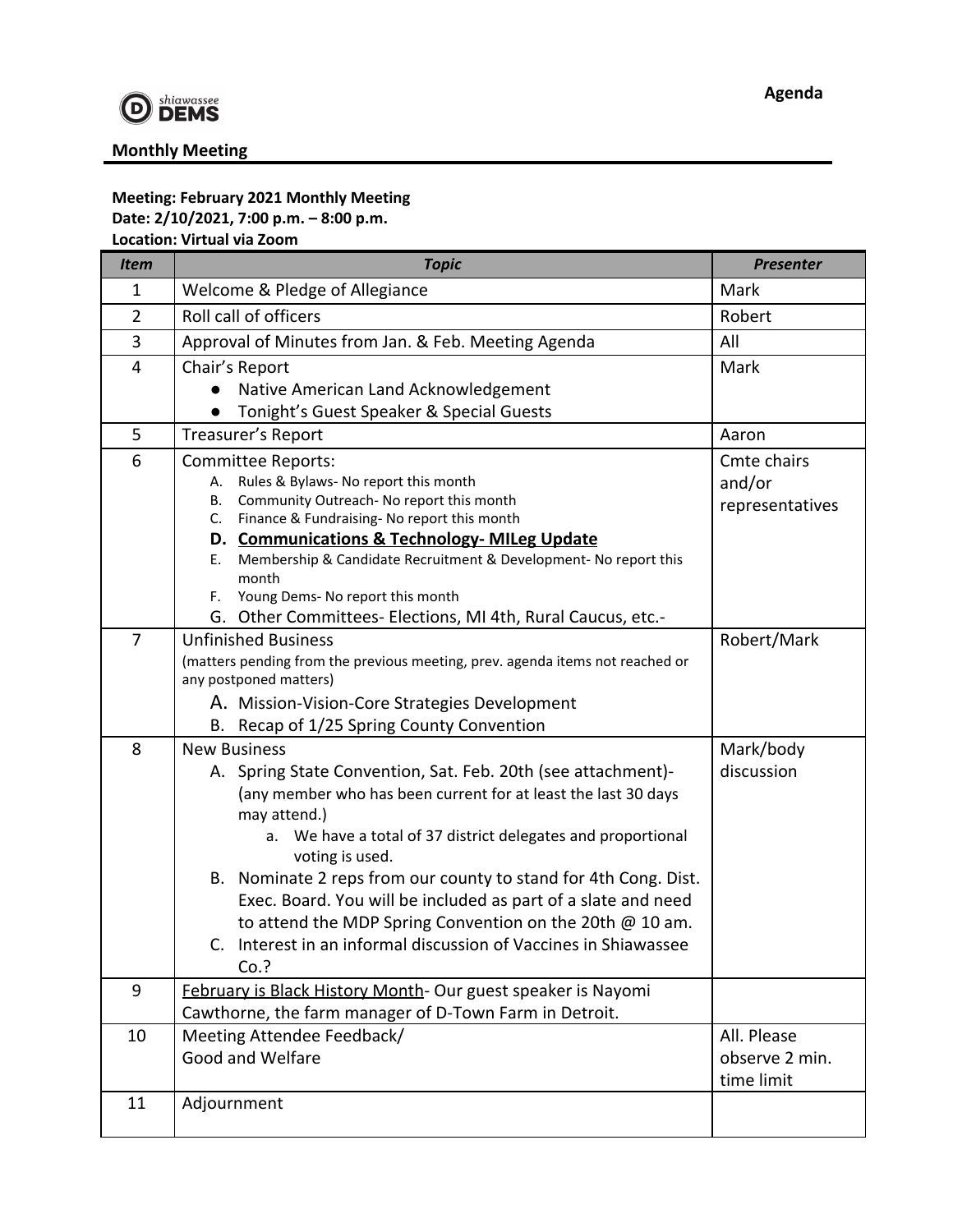shiawassee **DEMS**

**Agenda**

**Monthly Meeting**

**Meeting: February 2021 Monthly Meeting**
**Date: 2/10/2021, 7:00 p.m. – 8:00 p.m.**
**Location: Virtual via Zoom**

| *Item* | *Topic* | *Presenter* |
|---|---|---|
| 1 | Welcome & Pledge of Allegiance | Mark |
| 2 | Roll call of officers | Robert |
| 3 | Approval of Minutes from Jan. & Feb. Meeting Agenda | All |
| 4 | Chair's Report<br>● Native American Land Acknowledgement<br>● Tonight's Guest Speaker & Special Guests | Mark |
| 5 | Treasurer's Report | Aaron |
| 6 | Committee Reports:<br>A. Rules & Bylaws- No report this month<br>B. Community Outreach- No report this month<br>C. Finance & Fundraising- No report this month<br>**D. <u>Communications & Technology- MILeg Update</u>**<br>E. Membership & Candidate Recruitment & Development- No report this month<br>F. Young Dems- No report this month<br>G. Other Committees- Elections, MI 4th, Rural Caucus, etc.- | Cmte chairs and/or representatives |
| 7 | Unfinished Business<br>(matters pending from the previous meeting, prev. agenda items not reached or any postponed matters)<br>A. Mission-Vision-Core Strategies Development<br>B. Recap of 1/25 Spring County Convention | Robert/Mark |
| 8 | New Business<br>A. Spring State Convention, Sat. Feb. 20th (see attachment)- (any member who has been current for at least the last 30 days may attend.)<br>a. We have a total of 37 district delegates and proportional voting is used.<br>B. Nominate 2 reps from our county to stand for 4th Cong. Dist. Exec. Board. You will be included as part of a slate and need to attend the MDP Spring Convention on the 20th @ 10 am.<br>C. Interest in an informal discussion of Vaccines in Shiawassee Co.? | Mark/body discussion |
| 9 | <u>February is Black History Month</u>- Our guest speaker is Nayomi Cawthorne, the farm manager of D-Town Farm in Detroit. | |
| 10 | Meeting Attendee Feedback/<br>Good and Welfare | All. Please observe 2 min. time limit |
| 11 | Adjournment | |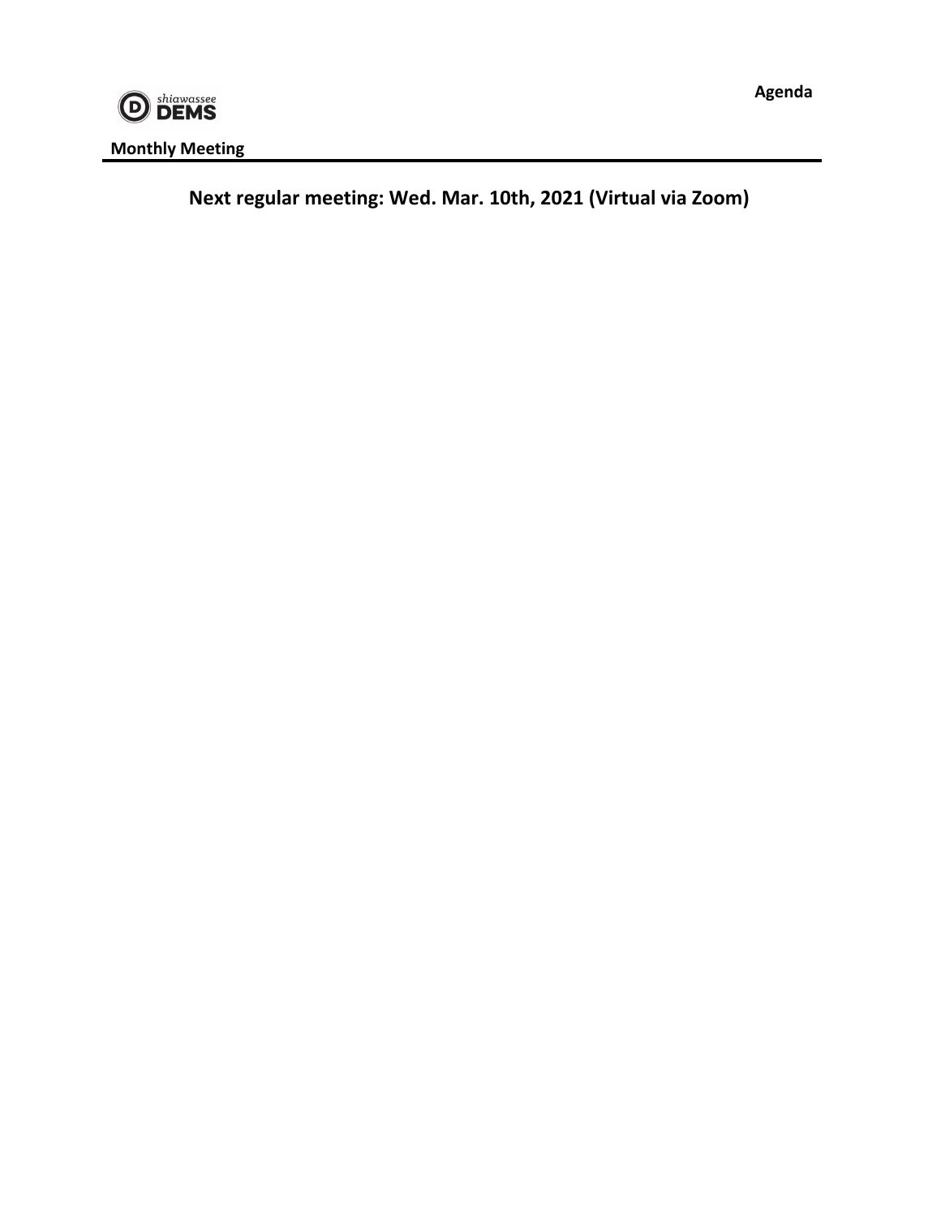## Next regular meeting: Wed. Mar. 10th, 2021 (Virtual via Zoom)